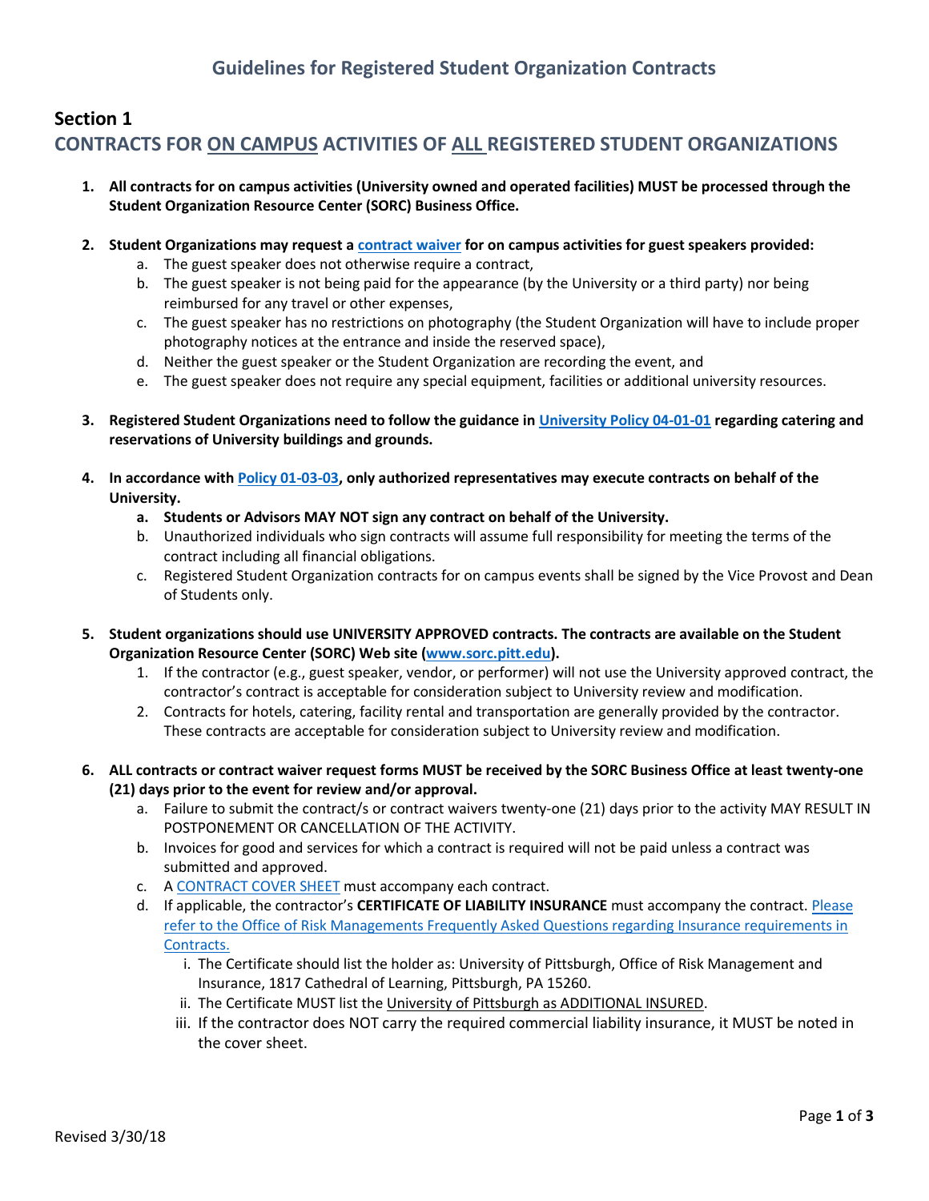# Guidelines for Registered Student Organization Contracts

## Section 1

## CONTRACTS FOR ON CAMPUS ACTIVITIES OF ALL REGISTERED STUDENT ORGANIZATIONS

1. **All contracts for on campus activities (University owned and operated facilities) MUST be processed through the Student Organization Resource Center (SORC) Business Office.**

2. **Student Organizations may request a contract waiver for on campus activities for guest speakers provided:**
   a. The guest speaker does not otherwise require a contract,
   b. The guest speaker is not being paid for the appearance (by the University or a third party) nor being reimbursed for any travel or other expenses,
   c. The guest speaker has no restrictions on photography (the Student Organization will have to include proper photography notices at the entrance and inside the reserved space),
   d. Neither the guest speaker or the Student Organization are recording the event, and
   e. The guest speaker does not require any special equipment, facilities or additional university resources.

3. **Registered Student Organizations need to follow the guidance in University Policy 04-01-01 regarding catering and reservations of University buildings and grounds.**

4. **In accordance with Policy 01-03-03, only authorized representatives may execute contracts on behalf of the University.**
   a. **Students or Advisors MAY NOT sign any contract on behalf of the University.**
   b. Unauthorized individuals who sign contracts will assume full responsibility for meeting the terms of the contract including all financial obligations.
   c. Registered Student Organization contracts for on campus events shall be signed by the Vice Provost and Dean of Students only.

5. **Student organizations should use UNIVERSITY APPROVED contracts. The contracts are available on the Student Organization Resource Center (SORC) Web site (www.sorc.pitt.edu).**
   1. If the contractor (e.g., guest speaker, vendor, or performer) will not use the University approved contract, the contractor's contract is acceptable for consideration subject to University review and modification.
   2. Contracts for hotels, catering, facility rental and transportation are generally provided by the contractor. These contracts are acceptable for consideration subject to University review and modification.

6. **ALL contracts or contract waiver request forms MUST be received by the SORC Business Office at least twenty-one (21) days prior to the event for review and/or approval.**
   a. Failure to submit the contract/s or contract waivers twenty-one (21) days prior to the activity MAY RESULT IN POSTPONEMENT OR CANCELLATION OF THE ACTIVITY.
   b. Invoices for good and services for which a contract is required will not be paid unless a contract was submitted and approved.
   c. A CONTRACT COVER SHEET must accompany each contract.
   d. If applicable, the contractor's **CERTIFICATE OF LIABILITY INSURANCE** must accompany the contract. Please refer to the Office of Risk Managements Frequently Asked Questions regarding Insurance requirements in Contracts.
      i. The Certificate should list the holder as: University of Pittsburgh, Office of Risk Management and Insurance, 1817 Cathedral of Learning, Pittsburgh, PA 15260.
      ii. The Certificate MUST list the University of Pittsburgh as ADDITIONAL INSURED.
      iii. If the contractor does NOT carry the required commercial liability insurance, it MUST be noted in the cover sheet.

Revised 3/30/18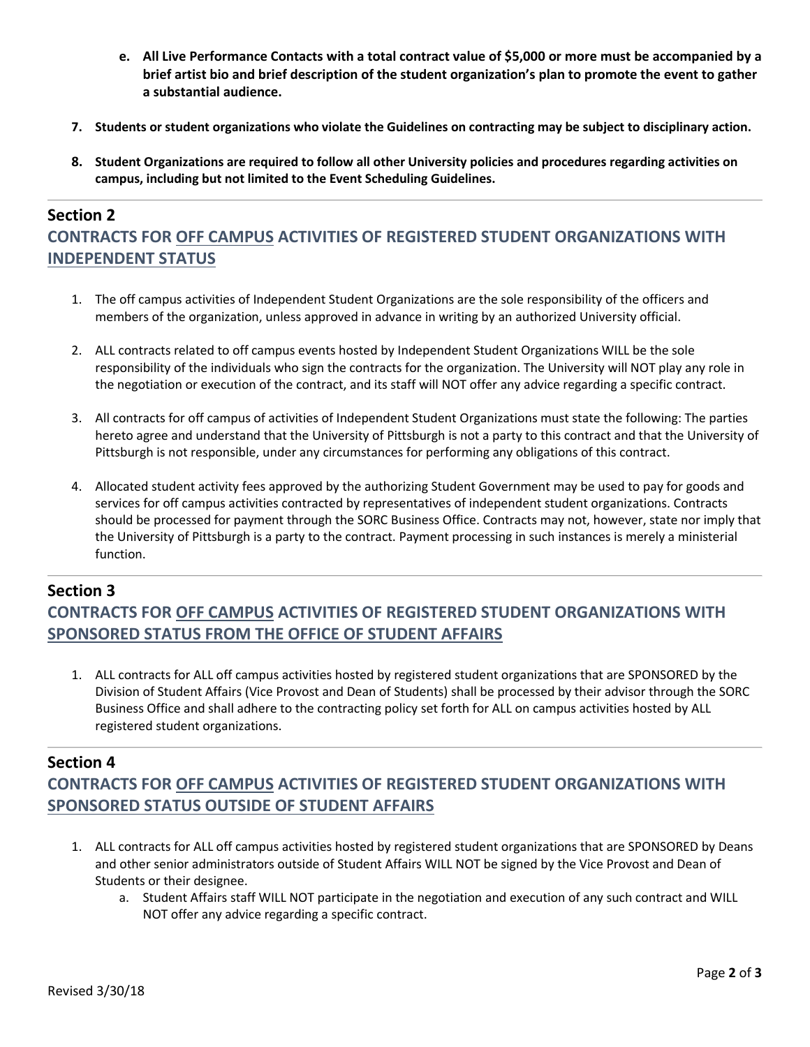e. **All Live Performance Contacts with a total contract value of $5,000 or more must be accompanied by a brief artist bio and brief description of the student organization's plan to promote the event to gather a substantial audience.**

7. **Students or student organizations who violate the Guidelines on contracting may be subject to disciplinary action.**

8. **Student Organizations are required to follow all other University policies and procedures regarding activities on campus, including but not limited to the Event Scheduling Guidelines.**

---

## Section 2

## CONTRACTS FOR OFF CAMPUS ACTIVITIES OF REGISTERED STUDENT ORGANIZATIONS WITH INDEPENDENT STATUS

1. The off campus activities of Independent Student Organizations are the sole responsibility of the officers and members of the organization, unless approved in advance in writing by an authorized University official.

2. ALL contracts related to off campus events hosted by Independent Student Organizations WILL be the sole responsibility of the individuals who sign the contracts for the organization. The University will NOT play any role in the negotiation or execution of the contract, and its staff will NOT offer any advice regarding a specific contract.

3. All contracts for off campus of activities of Independent Student Organizations must state the following: The parties hereto agree and understand that the University of Pittsburgh is not a party to this contract and that the University of Pittsburgh is not responsible, under any circumstances for performing any obligations of this contract.

4. Allocated student activity fees approved by the authorizing Student Government may be used to pay for goods and services for off campus activities contracted by representatives of independent student organizations. Contracts should be processed for payment through the SORC Business Office. Contracts may not, however, state nor imply that the University of Pittsburgh is a party to the contract. Payment processing in such instances is merely a ministerial function.

---

## Section 3

## CONTRACTS FOR OFF CAMPUS ACTIVITIES OF REGISTERED STUDENT ORGANIZATIONS WITH SPONSORED STATUS FROM THE OFFICE OF STUDENT AFFAIRS

1. ALL contracts for ALL off campus activities hosted by registered student organizations that are SPONSORED by the Division of Student Affairs (Vice Provost and Dean of Students) shall be processed by their advisor through the SORC Business Office and shall adhere to the contracting policy set forth for ALL on campus activities hosted by ALL registered student organizations.

---

## Section 4

## CONTRACTS FOR OFF CAMPUS ACTIVITIES OF REGISTERED STUDENT ORGANIZATIONS WITH SPONSORED STATUS OUTSIDE OF STUDENT AFFAIRS

1. ALL contracts for ALL off campus activities hosted by registered student organizations that are SPONSORED by Deans and other senior administrators outside of Student Affairs WILL NOT be signed by the Vice Provost and Dean of Students or their designee.
   a. Student Affairs staff WILL NOT participate in the negotiation and execution of any such contract and WILL NOT offer any advice regarding a specific contract.

Revised 3/30/18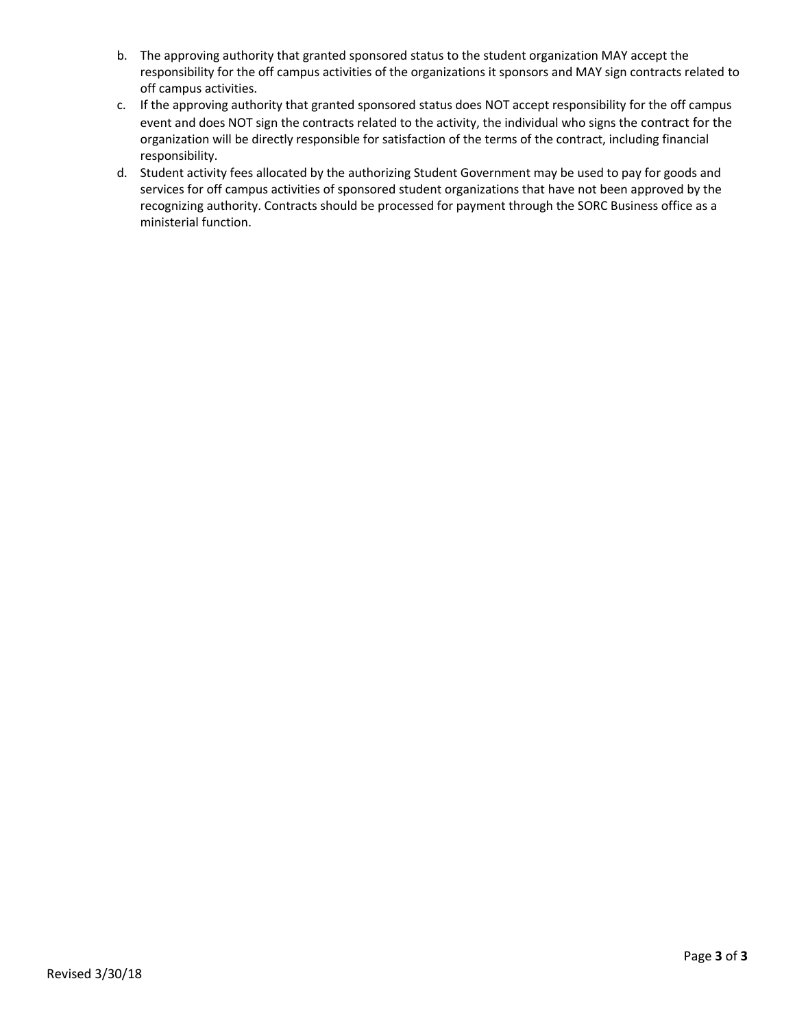b. The approving authority that granted sponsored status to the student organization MAY accept the responsibility for the off campus activities of the organizations it sponsors and MAY sign contracts related to off campus activities.
c. If the approving authority that granted sponsored status does NOT accept responsibility for the off campus event and does NOT sign the contracts related to the activity, the individual who signs the contract for the organization will be directly responsible for satisfaction of the terms of the contract, including financial responsibility.
d. Student activity fees allocated by the authorizing Student Government may be used to pay for goods and services for off campus activities of sponsored student organizations that have not been approved by the recognizing authority. Contracts should be processed for payment through the SORC Business office as a ministerial function.

Revised 3/30/18